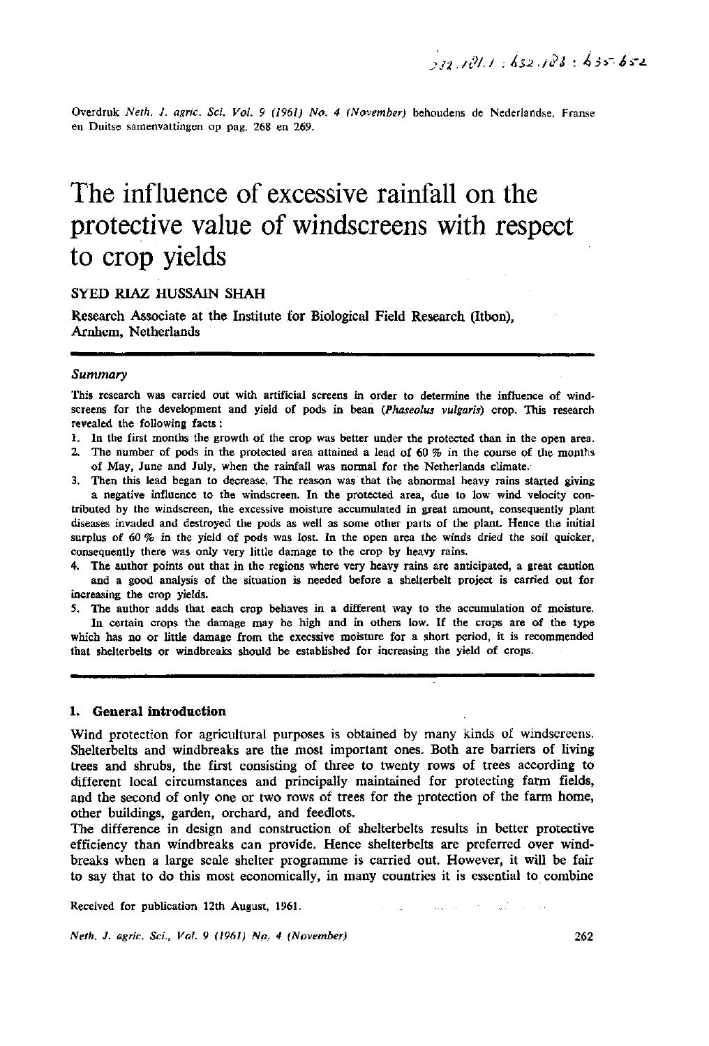632.121.1 : 632.123 : 635-652

Overdruk *Neth. J. agric. Sci. Vol. 9 (1961) No. 4 (November)* behoudens de Nederlandse, Franse en Duitse samenvattingen op pag. 268 en 269.

# The influence of excessive rainfall on the protective value of windscreens with respect to crop yields

SYED RIAZ HUSSAIN SHAH

Research Associate at the Institute for Biological Field Research (Itbon), Arnhem, Netherlands

## *Summary*

This research was carried out with artificial screens in order to determine the influence of windscreens for the development and yield of pods in bean (*Phaseolus vulgaris*) crop. This research revealed the following facts:

1. In the first months the growth of the crop was better under the protected than in the open area.
2. The number of pods in the protected area attained a lead of 60 % in the course of the months of May, June and July, when the rainfall was normal for the Netherlands climate.
3. Then this lead began to decrease. The reason was that the abnormal heavy rains started giving a negative influence to the windscreen. In the protected area, due to low wind velocity contributed by the windscreen, the excessive moisture accumulated in great amount, consequently plant diseases invaded and destroyed the pods as well as some other parts of the plant. Hence the initial surplus of 60 % in the yield of pods was lost. In the open area the winds dried the soil quicker, consequently there was only very little damage to the crop by heavy rains.
4. The author points out that in the regions where very heavy rains are anticipated, a great caution and a good analysis of the situation is needed before a shelterbelt project is carried out for increasing the crop yields.
5. The author adds that each crop behaves in a different way to the accumulation of moisture. In certain crops the damage may be high and in others low. If the crops are of the type which has no or little damage from the execssive moisture for a short period, it is recommended that shelterbelts or windbreaks should be established for increasing the yield of crops.

## 1. General introduction

Wind protection for agricultural purposes is obtained by many kinds of windscreens. Shelterbelts and windbreaks are the most important ones. Both are barriers of living trees and shrubs, the first consisting of three to twenty rows of trees according to different local circumstances and principally maintained for protecting farm fields, and the second of only one or two rows of trees for the protection of the farm home, other buildings, garden, orchard, and feedlots.

The difference in design and construction of shelterbelts results in better protective efficiency than windbreaks can provide. Hence shelterbelts are preferred over windbreaks when a large scale shelter programme is carried out. However, it will be fair to say that to do this most economically, in many countries it is essential to combine

Received for publication 12th August, 1961.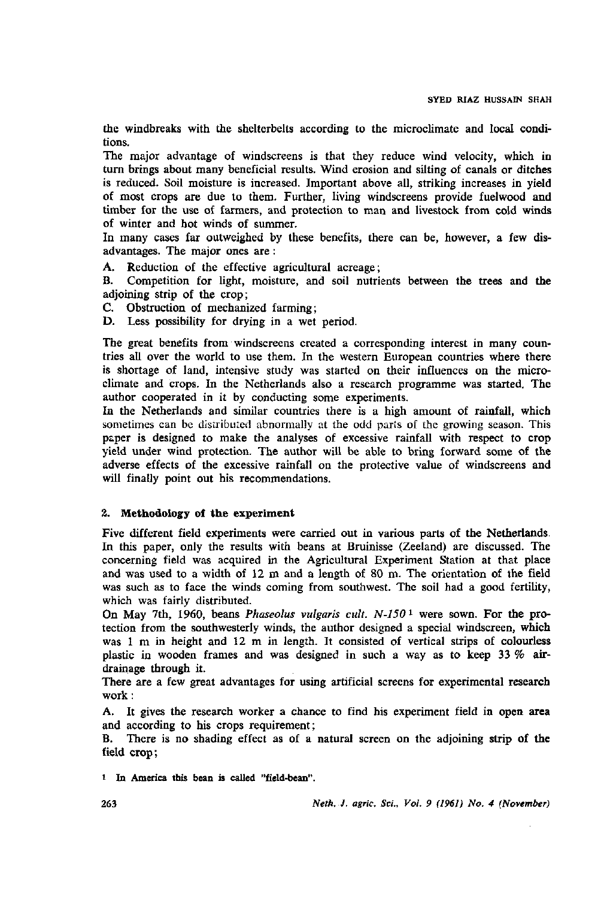the windbreaks with the shelterbelts according to the microclimate and local conditions.

The major advantage of windscreens is that they reduce wind velocity, which in turn brings about many beneficial results. Wind erosion and silting of canals or ditches is reduced. Soil moisture is increased. Important above all, striking increases in yield of most crops are due to them. Further, living windscreens provide fuelwood and timber for the use of farmers, and protection to man and livestock from cold winds of winter and hot winds of summer.

In many cases far outweighed by these benefits, there can be, however, a few disadvantages. The major ones are:

A. Reduction of the effective agricultural acreage;

B. Competition for light, moisture, and soil nutrients between the trees and the adjoining strip of the crop;

C. Obstruction of mechanized farming;

D. Less possibility for drying in a wet period.

The great benefits from windscreens created a corresponding interest in many countries all over the world to use them. In the western European countries where there is shortage of land, intensive study was started on their influences on the microclimate and crops. In the Netherlands also a research programme was started. The author cooperated in it by conducting some experiments.

In the Netherlands and similar countries there is a high amount of rainfall, which sometimes can be distributed abnormally at the odd parts of the growing season. This paper is designed to make the analyses of excessive rainfall with respect to crop yield under wind protection. The author will be able to bring forward some of the adverse effects of the excessive rainfall on the protective value of windscreens and will finally point out his recommendations.

## 2. Methodology of the experiment

Five different field experiments were carried out in various parts of the Netherlands. In this paper, only the results with beans at Bruinisse (Zeeland) are discussed. The concerning field was acquired in the Agricultural Experiment Station at that place and was used to a width of 12 m and a length of 80 m. The orientation of the field was such as to face the winds coming from southwest. The soil had a good fertility, which was fairly distributed.

On May 7th, 1960, beans *Phaseolus vulgaris cult. N-150* [1] were sown. For the protection from the southwesterly winds, the author designed a special windscreen, which was 1 m in height and 12 m in length. It consisted of vertical strips of colourless plastic in wooden frames and was designed in such a way as to keep 33 % air-drainage through it.

There are a few great advantages for using artificial screens for experimental research work:

A. It gives the research worker a chance to find his experiment field in open area and according to his crops requirement;

B. There is no shading effect as of a natural screen on the adjoining strip of the field crop;

[1] In America this bean is called "field-bean".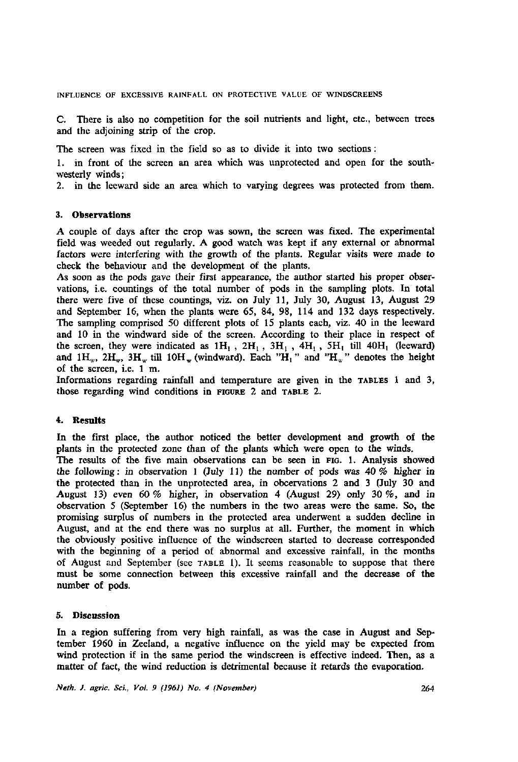C. There is also no competition for the soil nutrients and light, etc., between trees and the adjoining strip of the crop.

The screen was fixed in the field so as to divide it into two sections:

1. in front of the screen an area which was unprotected and open for the south-westerly winds;
2. in the leeward side an area which to varying degrees was protected from them.

### 3. Observations

A couple of days after the crop was sown, the screen was fixed. The experimental field was weeded out regularly. A good watch was kept if any external or abnormal factors were interfering with the growth of the plants. Regular visits were made to check the behaviour and the development of the plants.

As soon as the pods gave their first appearance, the author started his proper observations, i.e. countings of the total number of pods in the sampling plots. In total there were five of these countings, viz. on July 11, July 30, August 13, August 29 and September 16, when the plants were 65, 84, 98, 114 and 132 days respectively. The sampling comprised 50 different plots of 15 plants each, viz. 40 in the leeward and 10 in the windward side of the screen. According to their place in respect of the screen, they were indicated as $1H_l$, $2H_l$, $3H_l$, $4H_l$, $5H_l$ till $40H_l$ (leeward) and $1H_w$, $2H_w$, $3H_w$ till $10H_w$ (windward). Each "$H_l$" and "$H_w$" denotes the height of the screen, i.e. 1 m.

Informations regarding rainfall and temperature are given in the TABLES 1 and 3, those regarding wind conditions in FIGURE 2 and TABLE 2.

### 4. Results

In the first place, the author noticed the better development and growth of the plants in the protected zone than of the plants which were open to the winds.

The results of the five main observations can be seen in FIG. 1. Analysis showed the following: in observation 1 (July 11) the number of pods was 40 % higher in the protected than in the unprotected area, in obcervations 2 and 3 (July 30 and August 13) even 60 % higher, in observation 4 (August 29) only 30 %, and in observation 5 (September 16) the numbers in the two areas were the same. So, the promising surplus of numbers in the protected area underwent a sudden decline in August, and at the end there was no surplus at all. Further, the moment in which the obviously positive influence of the windscreen started to decrease corresponded with the beginning of a period of abnormal and excessive rainfall, in the months of August and September (see TABLE 1). It seems reasonable to suppose that there must be some connection between this excessive rainfall and the decrease of the number of pods.

### 5. Discussion

In a region suffering from very high rainfall, as was the case in August and September 1960 in Zeeland, a negative influence on the yield may be expected from wind protection if in the same period the windscreen is effective indeed. Then, as a matter of fact, the wind reduction is detrimental because it retards the evaporation.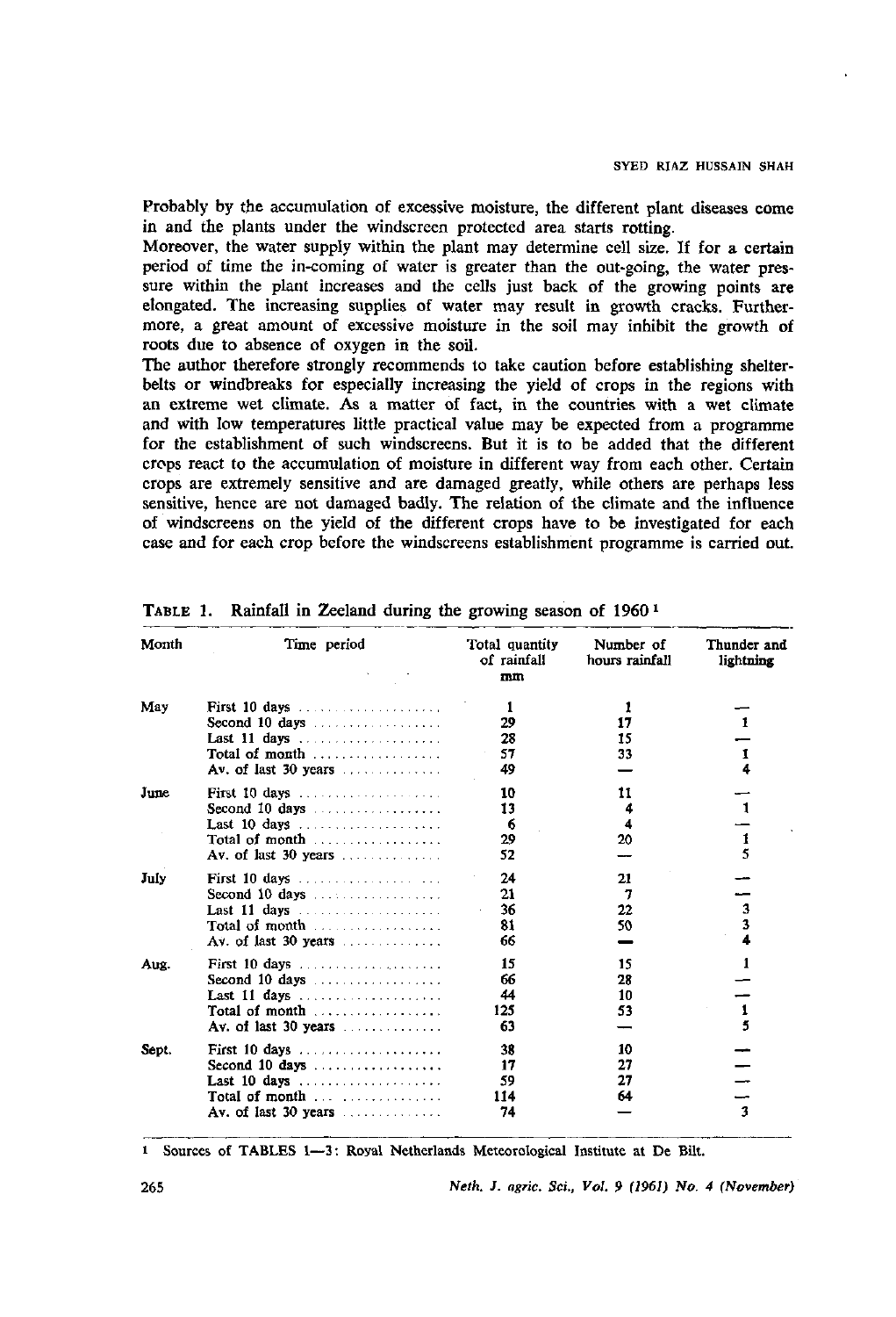Probably by the accumulation of excessive moisture, the different plant diseases come in and the plants under the windscreen protected area starts rotting.

Moreover, the water supply within the plant may determine cell size. If for a certain period of time the in-coming of water is greater than the out-going, the water pressure within the plant increases and the cells just back of the growing points are elongated. The increasing supplies of water may result in growth cracks. Furthermore, a great amount of excessive moisture in the soil may inhibit the growth of roots due to absence of oxygen in the soil.

The author therefore strongly recommends to take caution before establishing shelterbelts or windbreaks for especially increasing the yield of crops in the regions with an extreme wet climate. As a matter of fact, in the countries with a wet climate and with low temperatures little practical value may be expected from a programme for the establishment of such windscreens. But it is to be added that the different crops react to the accumulation of moisture in different way from each other. Certain crops are extremely sensitive and are damaged greatly, while others are perhaps less sensitive, hence are not damaged badly. The relation of the climate and the influence of windscreens on the yield of the different crops have to be investigated for each case and for each crop before the windscreens establishment programme is carried out.

TABLE 1. Rainfall in Zeeland during the growing season of 1960 [1]

| Month | Time period | Total quantity of rainfall mm | Number of hours rainfall | Thunder and lightning |
|---|---|---|---|---|
| May | First 10 days | 1 | 1 | — |
| | Second 10 days | 29 | 17 | 1 |
| | Last 11 days | 28 | 15 | — |
| | Total of month | 57 | 33 | 1 |
| | Av. of last 30 years | 49 | — | 4 |
| June | First 10 days | 10 | 11 | — |
| | Second 10 days | 13 | 4 | 1 |
| | Last 10 days | 6 | 4 | — |
| | Total of month | 29 | 20 | 1 |
| | Av. of last 30 years | 52 | — | 5 |
| July | First 10 days | 24 | 21 | — |
| | Second 10 days | 21 | 7 | — |
| | Last 11 days | 36 | 22 | 3 |
| | Total of month | 81 | 50 | 3 |
| | Av. of last 30 years | 66 | — | 4 |
| Aug. | First 10 days | 15 | 15 | 1 |
| | Second 10 days | 66 | 28 | — |
| | Last 11 days | 44 | 10 | — |
| | Total of month | 125 | 53 | 1 |
| | Av. of last 30 years | 63 | — | 5 |
| Sept. | First 10 days | 38 | 10 | — |
| | Second 10 days | 17 | 27 | — |
| | Last 10 days | 59 | 27 | — |
| | Total of month | 114 | 64 | — |
| | Av. of last 30 years | 74 | — | 3 |

[1] Sources of TABLES 1—3: Royal Netherlands Meteorological Institute at De Bilt.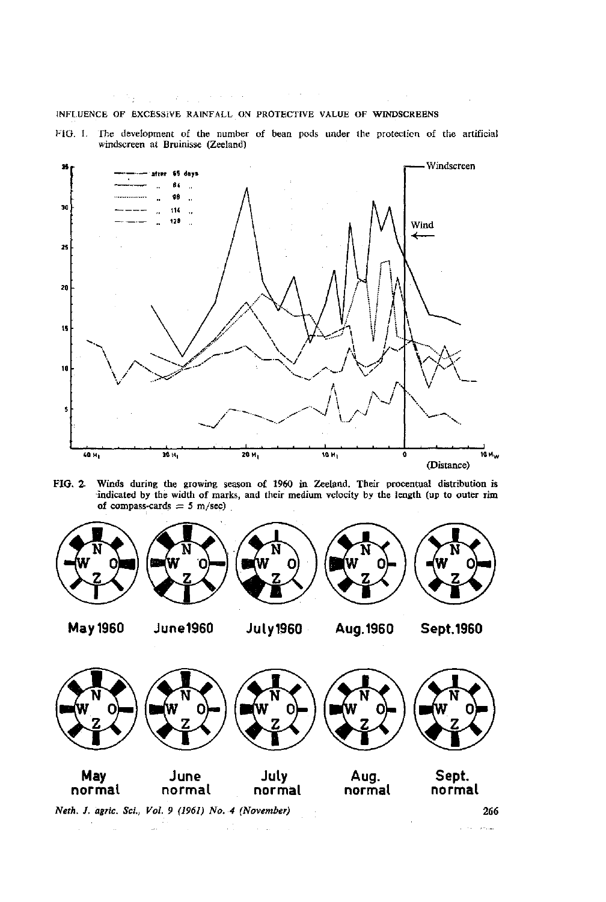FIG. 1. The development of the number of bean pods under the protection of the artificial windscreen at Bruinisse (Zeeland)

FIG. 2. Winds during the growing season of 1960 in Zeeland. Their procentual distribution is indicated by the width of marks, and their medium velocity by the length (up to outer rim of compass-cards = 5 m/sec)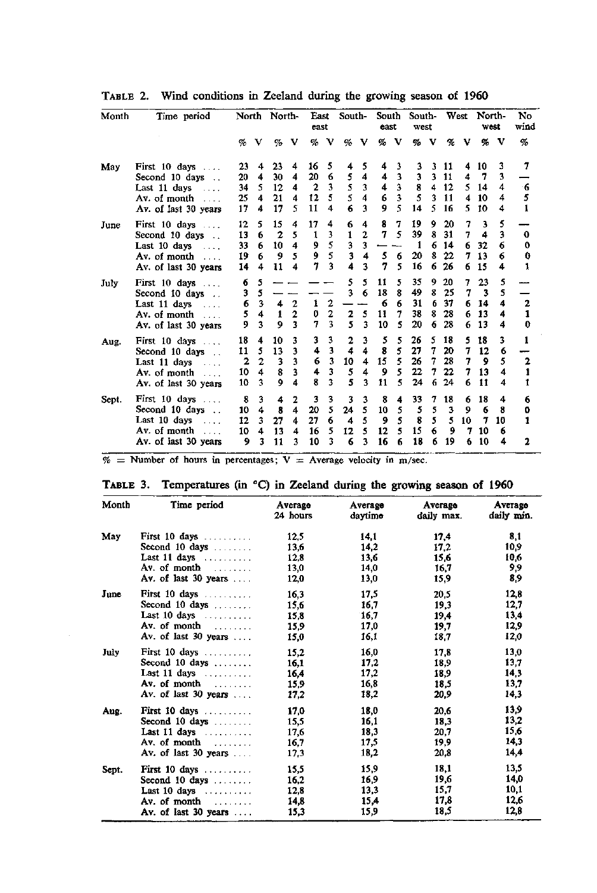**TABLE 2.** Wind conditions in Zeeland during the growing season of 1960

| Month | Time period | North | | North-east | | East | | South-east | | South | | South-west | | West | | North-west | | No wind |
|---|---|---|---|---|---|---|---|---|---|---|---|---|---|---|---|---|---|---|
| | | % | V | % | V | % | V | % | V | % | V | % | V | % | V | % | V | % |
| May | First 10 days .... | 23 | 4 | 23 | 4 | 16 | 5 | 4 | 5 | 4 | 3 | 3 | 3 | 11 | 4 | 10 | 3 | 7 |
| | Second 10 days .. | 20 | 4 | 30 | 4 | 20 | 6 | 5 | 4 | 4 | 3 | 3 | 3 | 11 | 4 | 7 | 3 | — |
| | Last 11 days .... | 34 | 5 | 12 | 4 | 2 | 3 | 5 | 3 | 4 | 3 | 8 | 4 | 12 | 5 | 14 | 4 | 6 |
| | Av. of month .... | 25 | 4 | 21 | 4 | 12 | 5 | 5 | 4 | 6 | 3 | 5 | 3 | 11 | 4 | 10 | 4 | 5 |
| | Av. of last 30 years | 17 | 4 | 17 | 5 | 11 | 4 | 6 | 3 | 9 | 5 | 14 | 5 | 16 | 5 | 10 | 4 | 1 |
| June | First 10 days .... | 12 | 5 | 15 | 4 | 17 | 4 | 6 | 4 | 8 | 7 | 19 | 9 | 20 | 7 | 3 | 5 | — |
| | Second 10 days .. | 13 | 6 | 2 | 5 | 1 | 3 | 1 | 2 | 7 | 5 | 39 | 8 | 31 | 7 | 4 | 3 | 0 |
| | Last 10 days .... | 33 | 6 | 10 | 4 | 9 | 5 | 3 | 3 | — | — | 1 | 6 | 14 | 6 | 32 | 6 | 0 |
| | Av. of month .... | 19 | 6 | 9 | 5 | 9 | 5 | 3 | 4 | 5 | 6 | 20 | 8 | 22 | 7 | 13 | 6 | 0 |
| | Av. of last 30 years | 14 | 4 | 11 | 4 | 7 | 3 | 4 | 3 | 7 | 5 | 16 | 6 | 26 | 6 | 15 | 4 | 1 |
| July | First 10 days .... | 6 | 5 | — | — | — | — | 5 | 5 | 11 | 5 | 35 | 9 | 20 | 7 | 23 | 5 | — |
| | Second 10 days .. | 3 | 5 | — | — | — | — | 3 | 6 | 18 | 8 | 49 | 8 | 25 | 7 | 3 | 5 | — |
| | Last 11 days .... | 6 | 3 | 4 | 2 | 1 | 2 | — | — | 6 | 6 | 31 | 6 | 37 | 6 | 14 | 4 | 2 |
| | Av. of month .... | 5 | 4 | 1 | 2 | 0 | 2 | 2 | 5 | 11 | 7 | 38 | 8 | 28 | 6 | 13 | 4 | 1 |
| | Av. of last 30 years | 9 | 3 | 9 | 3 | 7 | 3 | 5 | 3 | 10 | 5 | 20 | 6 | 28 | 6 | 13 | 4 | 0 |
| Aug. | First 10 days .... | 18 | 4 | 10 | 3 | 3 | 3 | 2 | 3 | 5 | 5 | 26 | 5 | 18 | 5 | 18 | 3 | 1 |
| | Second 10 days .. | 11 | 5 | 13 | 3 | 4 | 3 | 4 | 4 | 8 | 5 | 27 | 7 | 20 | 7 | 12 | 6 | — |
| | Last 11 days .... | 2 | 2 | 3 | 3 | 6 | 3 | 10 | 4 | 15 | 5 | 26 | 7 | 28 | 7 | 9 | 5 | 2 |
| | Av. of month .... | 10 | 4 | 8 | 3 | 4 | 3 | 5 | 4 | 9 | 5 | 22 | 7 | 22 | 7 | 13 | 4 | 1 |
| | Av. of last 30 years | 10 | 3 | 9 | 4 | 8 | 3 | 5 | 3 | 11 | 5 | 24 | 6 | 24 | 6 | 11 | 4 | 1 |
| Sept. | First 10 days .... | 8 | 3 | 4 | 2 | 3 | 3 | 3 | 3 | 8 | 4 | 33 | 7 | 18 | 6 | 18 | 4 | 6 |
| | Second 10 days .. | 10 | 4 | 8 | 4 | 20 | 5 | 24 | 5 | 10 | 5 | 5 | 5 | 3 | 9 | 6 | 8 | 0 |
| | Last 10 days .... | 12 | 3 | 27 | 4 | 27 | 6 | 4 | 5 | 9 | 5 | 8 | 5 | 5 | 10 | 7 | 10 | 1 |
| | Av. of month .... | 10 | 4 | 13 | 4 | 16 | 5 | 12 | 5 | 12 | 5 | 15 | 6 | 9 | 7 | 10 | 6 | |
| | Av. of last 30 years | 9 | 3 | 11 | 3 | 10 | 3 | 6 | 3 | 16 | 6 | 18 | 6 | 19 | 6 | 10 | 4 | 2 |

% = Number of hours in percentages; V = Average velocity in m/sec.

**TABLE 3.** Temperatures (in °C) in Zeeland during the growing season of 1960

| Month | Time period | Average 24 hours | Average daytime | Average daily max. | Average daily min. |
|---|---|---|---|---|---|
| May | First 10 days .......... | 12,5 | 14,1 | 17,4 | 8,1 |
| | Second 10 days ........ | 13,6 | 14,2 | 17,2 | 10,9 |
| | Last 11 days .......... | 12,8 | 13,6 | 15,6 | 10,6 |
| | Av. of month ........ | 13,0 | 14,0 | 16,7 | 9,9 |
| | Av. of last 30 years .... | 12,0 | 13,0 | 15,9 | 8,9 |
| June | First 10 days .......... | 16,3 | 17,5 | 20,5 | 12,8 |
| | Second 10 days ........ | 15,6 | 16,7 | 19,3 | 12,7 |
| | Last 10 days .......... | 15,8 | 16,7 | 19,4 | 13,4 |
| | Av. of month ........ | 15,9 | 17,0 | 19,7 | 12,9 |
| | Av. of last 30 years .... | 15,0 | 16,1 | 18,7 | 12,0 |
| July | First 10 days .......... | 15,2 | 16,0 | 17,8 | 13,0 |
| | Second 10 days ........ | 16,1 | 17,2 | 18,9 | 13,7 |
| | Last 11 days .......... | 16,4 | 17,2 | 18,9 | 14,3 |
| | Av. of month ........ | 15,9 | 16,8 | 18,5 | 13,7 |
| | Av. of last 30 years .... | 17,2 | 18,2 | 20,9 | 14,3 |
| Aug. | First 10 days .......... | 17,0 | 18,0 | 20,6 | 13,9 |
| | Second 10 days ........ | 15,5 | 16,1 | 18,3 | 13,2 |
| | Last 11 days .......... | 17,6 | 18,3 | 20,7 | 15,6 |
| | Av. of month ........ | 16,7 | 17,5 | 19,9 | 14,3 |
| | Av. of last 30 years .... | 17,3 | 18,2 | 20,8 | 14,4 |
| Sept. | First 10 days .......... | 15,5 | 15,9 | 18,1 | 13,5 |
| | Second 10 days ........ | 16,2 | 16,9 | 19,6 | 14,0 |
| | Last 10 days .......... | 12,8 | 13,3 | 15,7 | 10,1 |
| | Av. of month ........ | 14,8 | 15,4 | 17,8 | 12,6 |
| | Av. of last 30 years .... | 15,3 | 15,9 | 18,5 | 12,8 |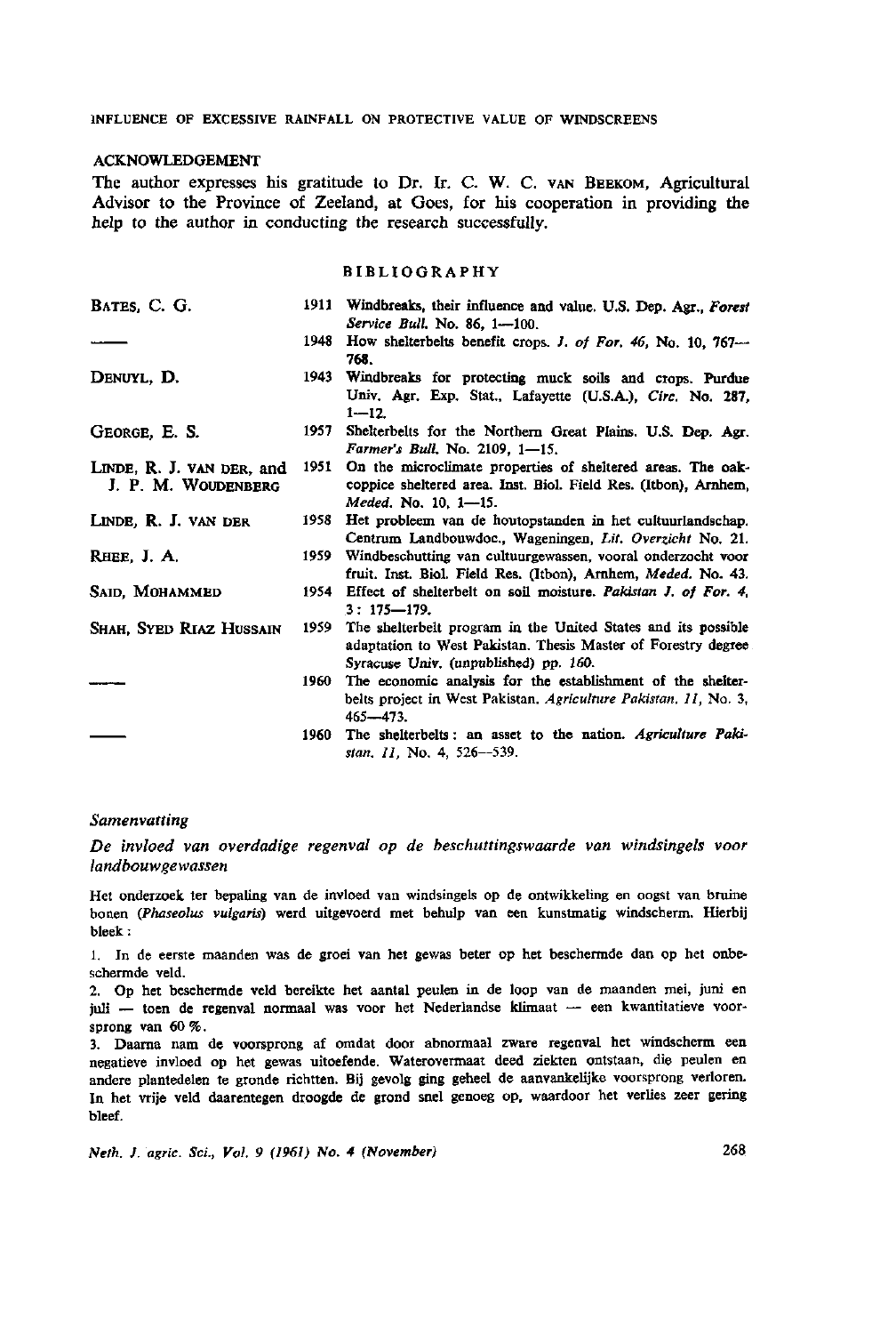## ACKNOWLEDGEMENT

The author expresses his gratitude to Dr. Ir. C. W. C. VAN BEEKOM, Agricultural Advisor to the Province of Zeeland, at Goes, for his cooperation in providing the help to the author in conducting the research successfully.

## BIBLIOGRAPHY

| | | |
|---|---|---|
| BATES, C. G. | 1911 | Windbreaks, their influence and value. U.S. Dep. Agr., *Forest Service Bull.* No. 86, 1—100. |
| —— | 1948 | How shelterbelts benefit crops. *J. of For. 46,* No. 10, 767—768. |
| DENUYL, D. | 1943 | Windbreaks for protecting muck soils and crops. Purdue Univ. Agr. Exp. Stat., Lafayette (U.S.A.), *Circ.* No. 287, 1—12. |
| GEORGE, E. S. | 1957 | Shelterbelts for the Northern Great Plains. U.S. Dep. Agr. *Farmer's Bull.* No. 2109, 1—15. |
| LINDE, R. J. VAN DER, and J. P. M. WOUDENBERG | 1951 | On the microclimate properties of sheltered areas. The oak-coppice sheltered area. Inst. Biol. Field Res. (Itbon), Arnhem, *Meded.* No. 10, 1—15. |
| LINDE, R. J. VAN DER | 1958 | Het probleem van de houtopstanden in het cultuurlandschap. Centrum Landbouwdoc., Wageningen, *Lit. Overzicht* No. 21. |
| RHEE, J. A. | 1959 | Windbeschutting van cultuurgewassen, vooral onderzocht voor fruit. Inst. Biol. Field Res. (Itbon), Arnhem, *Meded.* No. 43. |
| SAID, MOHAMMED | 1954 | Effect of shelterbelt on soil moisture. *Pakistan J. of For. 4,* 3: 175—179. |
| SHAH, SYED RIAZ HUSSAIN | 1959 | The shelterbelt program in the United States and its possible adaptation to West Pakistan. Thesis Master of Forestry degree Syracuse Univ. (unpublished) pp. *160.* |
| —— | 1960 | The economic analysis for the establishment of the shelterbelts project in West Pakistan. *Agriculture Pakistan. 11,* No. 3, 465—473. |
| —— | 1960 | The shelterbelts: an asset to the nation. *Agriculture Pakistan. 11,* No. 4, 526—539. |

### *Samenvatting*

### *De invloed van overdadige regenval op de beschuttingswaarde van windsingels voor landbouwgewassen*

Het onderzoek ter bepaling van de invloed van windsingels op de ontwikkeling en oogst van bruine bonen (*Phaseolus vulgaris*) werd uitgevoerd met behulp van een kunstmatig windscherm. Hierbij bleek:

1. In de eerste maanden was de groei van het gewas beter op het beschermde dan op het onbeschermde veld.
2. Op het beschermde veld bereikte het aantal peulen in de loop van de maanden mei, juni en juli — toen de regenval normaal was voor het Nederlandse klimaat — een kwantitatieve voorsprong van 60 %.
3. Daarna nam de voorsprong af omdat door abnormaal zware regenval het windscherm een negatieve invloed op het gewas uitoefende. Wateroverlast deed ziekten ontstaan, die peulen en andere plantedelen te gronde richtten. Bij gevolg ging geheel de aanvankelijke voorsprong verloren. In het vrije veld daarentegen droogde de grond snel genoeg op, waardoor het verlies zeer gering bleef.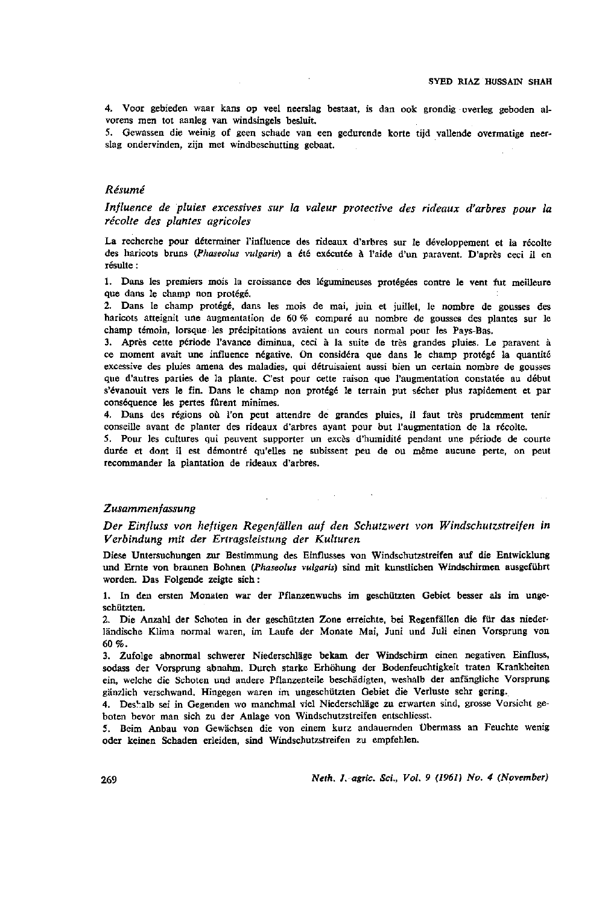4. Voor gebieden waar kans op veel neerslag bestaat, is dan ook grondig overleg geboden alvorens men tot aanleg van windsingels besluit.

5. Gewassen die weinig of geen schade van een gedurende korte tijd vallende overmatige neerslag ondervinden, zijn met windbeschutting gebaat.

## *Résumé*

### *Influence de pluies excessives sur la valeur protective des rideaux d'arbres pour la récolte des plantes agricoles*

La recherche pour déterminer l'influence des rideaux d'arbres sur le développement et la récolte des haricots bruns (*Phaseolus vulgaris*) a été exécutée à l'aide d'un paravent. D'après ceci il en résulte :

1. Dans les premiers mois la croissance des légumineuses protégées contre le vent fut meilleure que dans le champ non protégé.

2. Dans le champ protégé, dans les mois de mai, juin et juillet, le nombre de gousses des haricots atteignit une augmentation de 60 % comparé au nombre de gousses des plantes sur le champ témoin, lorsque les précipitations avaient un cours normal pour les Pays-Bas.

3. Après cette période l'avance diminua, ceci à la suite de très grandes pluies. Le paravent à ce moment avait une influence négative. On considéra que dans le champ protégé la quantité excessive des pluies amena des maladies, qui détruisaient aussi bien un certain nombre de gousses que d'autres parties de la plante. C'est pour cette raison que l'augmentation constatée au début s'évanouit vers le fin. Dans le champ non protégé le terrain put sécher plus rapidement et par conséquence les pertes fûrent minimes.

4. Dans des régions où l'on peut attendre de grandes pluies, il faut très prudemment tenir conseille avant de planter des rideaux d'arbres ayant pour but l'augmentation de la récolte.

5. Pour les cultures qui peuvent supporter un excès d'humidité pendant une période de courte durée et dont il est démontré qu'elles ne subissent peu de ou même aucune perte, on peut recommander la plantation de rideaux d'arbres.

## *Zusammenfassung*

### *Der Einfluss von heftigen Regenfällen auf den Schutzwert von Windschutzstreifen in Verbindung mit der Ertragsleistung der Kulturen*

Diese Untersuchungen zur Bestimmung des Einflusses von Windschutzstreifen auf die Entwicklung und Ernte von braunen Bohnen (*Phaseolus vulgaris*) sind mit kunstlichen Windschirmen ausgeführt worden. Das Folgende zeigte sich:

1. In den ersten Monaten war der Pflanzenwuchs im geschützten Gebiet besser als im ungeschützten.

2. Die Anzahl der Schoten in der geschützten Zone erreichte, bei Regenfällen die für das niederländische Klima normal waren, im Laufe der Monate Mai, Juni und Juli einen Vorsprung von 60 %.

3. Zufolge abnormal schwerer Niederschläge bekam der Windschirm einen negativen Einfluss, sodass der Vorsprung abnahm. Durch starke Erhöhung der Bodenfeuchtigkeit traten Krankheiten ein, welche die Schoten und andere Pflanzenteile beschädigten, weshalb der anfängliche Vorsprung gänzlich verschwand. Hingegen waren im ungeschützten Gebiet die Verluste sehr gering.

4. Deshalb sei in Gegenden wo manchmal viel Niederschläge zu erwarten sind, grosse Vorsicht geboten bevor man sich zu der Anlage von Windschutzstreifen entschliesst.

5. Beim Anbau von Gewächsen die von einem kurz andauernden Übermass an Feuchte wenig oder keinen Schaden erleiden, sind Windschutzstreifen zu empfehlen.